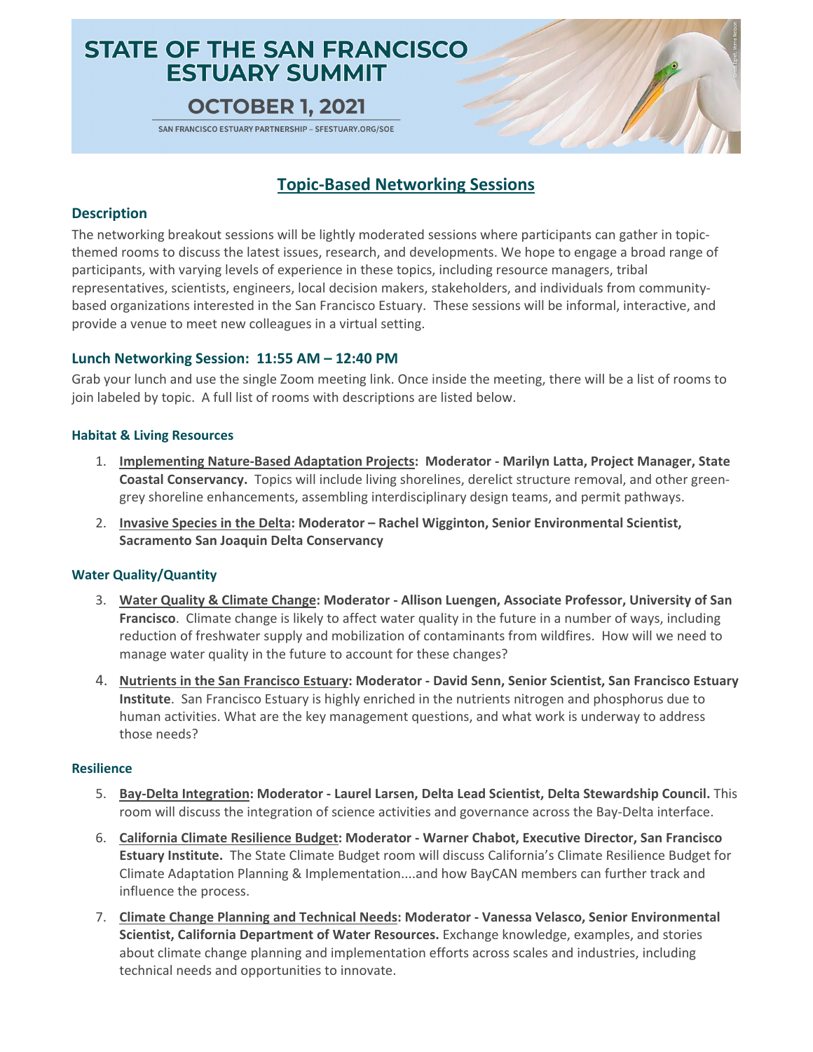# STATE OF THE SAN FRANCISCO ESTUARY SUMMIT

## OCTOBER 1, 2021

SAN FRANCISCO ESTUARY PARTNERSHIP – SFESTUARY.ORG/SOE

## Topic-Based Networking Sessions

### Description

The networking breakout sessions will be lightly moderated sessions where participants can gather in topic-themed rooms to discuss the latest issues, research, and developments. We hope to engage a broad range of participants, with varying levels of experience in these topics, including resource managers, tribal representatives, scientists, engineers, local decision makers, stakeholders, and individuals from community-based organizations interested in the San Francisco Estuary. These sessions will be informal, interactive, and provide a venue to meet new colleagues in a virtual setting.

### Lunch Networking Session: 11:55 AM – 12:40 PM

Grab your lunch and use the single Zoom meeting link. Once inside the meeting, there will be a list of rooms to join labeled by topic. A full list of rooms with descriptions are listed below.

#### Habitat & Living Resources

1. **Implementing Nature-Based Adaptation Projects: Moderator - Marilyn Latta, Project Manager, State Coastal Conservancy.** Topics will include living shorelines, derelict structure removal, and other green-grey shoreline enhancements, assembling interdisciplinary design teams, and permit pathways.
2. **Invasive Species in the Delta: Moderator – Rachel Wigginton, Senior Environmental Scientist, Sacramento San Joaquin Delta Conservancy**

#### Water Quality/Quantity

3. **Water Quality & Climate Change: Moderator - Allison Luengen, Associate Professor, University of San Francisco**. Climate change is likely to affect water quality in the future in a number of ways, including reduction of freshwater supply and mobilization of contaminants from wildfires. How will we need to manage water quality in the future to account for these changes?
4. **Nutrients in the San Francisco Estuary: Moderator - David Senn, Senior Scientist, San Francisco Estuary Institute**. San Francisco Estuary is highly enriched in the nutrients nitrogen and phosphorus due to human activities. What are the key management questions, and what work is underway to address those needs?

#### Resilience

5. **Bay-Delta Integration: Moderator - Laurel Larsen, Delta Lead Scientist, Delta Stewardship Council.** This room will discuss the integration of science activities and governance across the Bay-Delta interface.
6. **California Climate Resilience Budget: Moderator - Warner Chabot, Executive Director, San Francisco Estuary Institute.** The State Climate Budget room will discuss California's Climate Resilience Budget for Climate Adaptation Planning & Implementation....and how BayCAN members can further track and influence the process.
7. **Climate Change Planning and Technical Needs: Moderator - Vanessa Velasco, Senior Environmental Scientist, California Department of Water Resources.** Exchange knowledge, examples, and stories about climate change planning and implementation efforts across scales and industries, including technical needs and opportunities to innovate.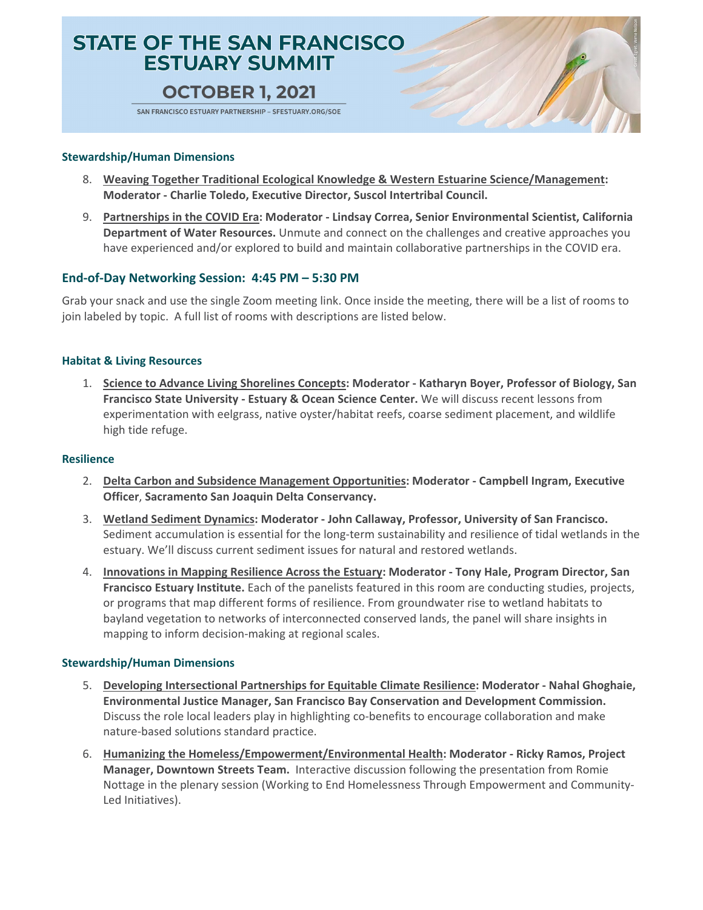# STATE OF THE SAN FRANCISCO ESTUARY SUMMIT

## OCTOBER 1, 2021

SAN FRANCISCO ESTUARY PARTNERSHIP – SFESTUARY.ORG/SOE

### Stewardship/Human Dimensions

8. **Weaving Together Traditional Ecological Knowledge & Western Estuarine Science/Management: Moderator - Charlie Toledo, Executive Director, Suscol Intertribal Council.**
9. **Partnerships in the COVID Era: Moderator - Lindsay Correa, Senior Environmental Scientist, California Department of Water Resources.** Unmute and connect on the challenges and creative approaches you have experienced and/or explored to build and maintain collaborative partnerships in the COVID era.

## End-of-Day Networking Session: 4:45 PM – 5:30 PM

Grab your snack and use the single Zoom meeting link. Once inside the meeting, there will be a list of rooms to join labeled by topic. A full list of rooms with descriptions are listed below.

### Habitat & Living Resources

1. **Science to Advance Living Shorelines Concepts: Moderator - Katharyn Boyer, Professor of Biology, San Francisco State University - Estuary & Ocean Science Center.** We will discuss recent lessons from experimentation with eelgrass, native oyster/habitat reefs, coarse sediment placement, and wildlife high tide refuge.

### Resilience

2. **Delta Carbon and Subsidence Management Opportunities: Moderator - Campbell Ingram, Executive Officer, Sacramento San Joaquin Delta Conservancy.**
3. **Wetland Sediment Dynamics: Moderator - John Callaway, Professor, University of San Francisco.** Sediment accumulation is essential for the long-term sustainability and resilience of tidal wetlands in the estuary. We'll discuss current sediment issues for natural and restored wetlands.
4. **Innovations in Mapping Resilience Across the Estuary: Moderator - Tony Hale, Program Director, San Francisco Estuary Institute.** Each of the panelists featured in this room are conducting studies, projects, or programs that map different forms of resilience. From groundwater rise to wetland habitats to bayland vegetation to networks of interconnected conserved lands, the panel will share insights in mapping to inform decision-making at regional scales.

### Stewardship/Human Dimensions

5. **Developing Intersectional Partnerships for Equitable Climate Resilience: Moderator - Nahal Ghoghaie, Environmental Justice Manager, San Francisco Bay Conservation and Development Commission.** Discuss the role local leaders play in highlighting co-benefits to encourage collaboration and make nature-based solutions standard practice.
6. **Humanizing the Homeless/Empowerment/Environmental Health: Moderator - Ricky Ramos, Project Manager, Downtown Streets Team.** Interactive discussion following the presentation from Romie Nottage in the plenary session (Working to End Homelessness Through Empowerment and Community-Led Initiatives).